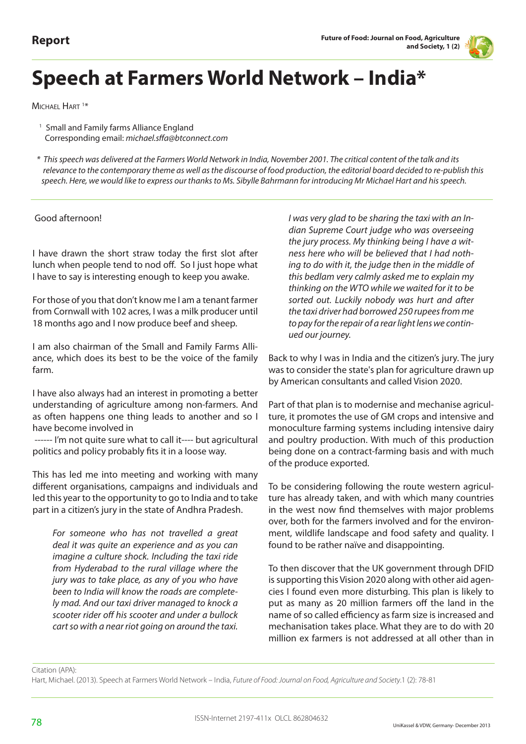Report

# Speech at Farmers World Network – India*

Michael Hart [1]*

[1] Small and Family farms Alliance England
Corresponding email: *michael.sffa@btconnect.com*

* *This speech was delivered at the Farmers World Network in India, November 2001. The critical content of the talk and its relevance to the contemporary theme as well as the discourse of food production, the editorial board decided to re-publish this speech. Here, we would like to express our thanks to Ms. Sibylle Bahrmann for introducing Mr Michael Hart and his speech.*

Good afternoon!

I have drawn the short straw today the first slot after lunch when people tend to nod off. So I just hope what I have to say is interesting enough to keep you awake.

For those of you that don't know me I am a tenant farmer from Cornwall with 102 acres, I was a milk producer until 18 months ago and I now produce beef and sheep.

I am also chairman of the Small and Family Farms Alliance, which does its best to be the voice of the family farm.

I have also always had an interest in promoting a better understanding of agriculture among non-farmers. And as often happens one thing leads to another and so I have become involved in
------ I'm not quite sure what to call it---- but agricultural politics and policy probably fits it in a loose way.

This has led me into meeting and working with many different organisations, campaigns and individuals and led this year to the opportunity to go to India and to take part in a citizen's jury in the state of Andhra Pradesh.

> *For someone who has not travelled a great deal it was quite an experience and as you can imagine a culture shock. Including the taxi ride from Hyderabad to the rural village where the jury was to take place, as any of you who have been to India will know the roads are completely mad. And our taxi driver managed to knock a scooter rider off his scooter and under a bullock cart so with a near riot going on around the taxi. I was very glad to be sharing the taxi with an Indian Supreme Court judge who was overseeing the jury process. My thinking being I have a witness here who will be believed that I had nothing to do with it, the judge then in the middle of this bedlam very calmly asked me to explain my thinking on the WTO while we waited for it to be sorted out. Luckily nobody was hurt and after the taxi driver had borrowed 250 rupees from me to pay for the repair of a rear light lens we continued our journey.*

Back to why I was in India and the citizen's jury. The jury was to consider the state's plan for agriculture drawn up by American consultants and called Vision 2020.

Part of that plan is to modernise and mechanise agriculture, it promotes the use of GM crops and intensive and monoculture farming systems including intensive dairy and poultry production. With much of this production being done on a contract-farming basis and with much of the produce exported.

To be considering following the route western agriculture has already taken, and with which many countries in the west now find themselves with major problems over, both for the farmers involved and for the environment, wildlife landscape and food safety and quality. I found to be rather naïve and disappointing.

To then discover that the UK government through DFID is supporting this Vision 2020 along with other aid agencies I found even more disturbing. This plan is likely to put as many as 20 million farmers off the land in the name of so called efficiency as farm size is increased and mechanisation takes place. What they are to do with 20 million ex farmers is not addressed at all other than in

Citation (APA):
Hart, Michael. (2013). Speech at Farmers World Network – India, *Future of Food: Journal on Food, Agriculture and Society*.1 (2): 78-81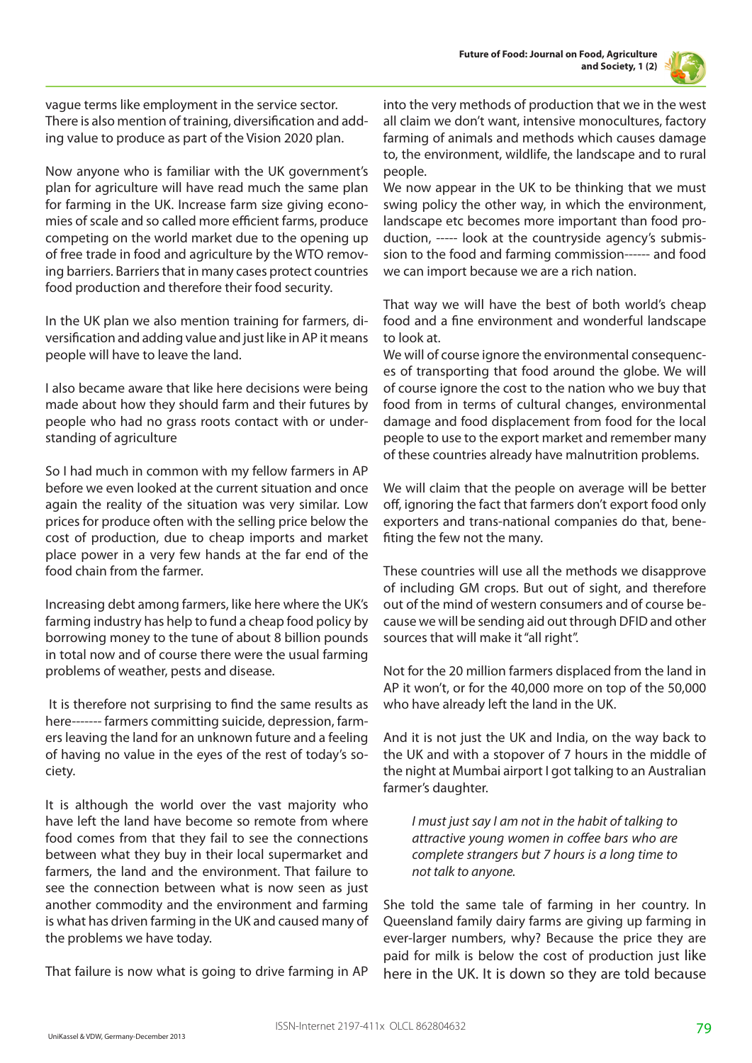vague terms like employment in the service sector. There is also mention of training, diversification and adding value to produce as part of the Vision 2020 plan.

Now anyone who is familiar with the UK government's plan for agriculture will have read much the same plan for farming in the UK. Increase farm size giving economies of scale and so called more efficient farms, produce competing on the world market due to the opening up of free trade in food and agriculture by the WTO removing barriers. Barriers that in many cases protect countries food production and therefore their food security.

In the UK plan we also mention training for farmers, diversification and adding value and just like in AP it means people will have to leave the land.

I also became aware that like here decisions were being made about how they should farm and their futures by people who had no grass roots contact with or understanding of agriculture

So I had much in common with my fellow farmers in AP before we even looked at the current situation and once again the reality of the situation was very similar. Low prices for produce often with the selling price below the cost of production, due to cheap imports and market place power in a very few hands at the far end of the food chain from the farmer.

Increasing debt among farmers, like here where the UK's farming industry has help to fund a cheap food policy by borrowing money to the tune of about 8 billion pounds in total now and of course there were the usual farming problems of weather, pests and disease.

It is therefore not surprising to find the same results as here------- farmers committing suicide, depression, farmers leaving the land for an unknown future and a feeling of having no value in the eyes of the rest of today's society.

It is although the world over the vast majority who have left the land have become so remote from where food comes from that they fail to see the connections between what they buy in their local supermarket and farmers, the land and the environment. That failure to see the connection between what is now seen as just another commodity and the environment and farming is what has driven farming in the UK and caused many of the problems we have today.

That failure is now what is going to drive farming in AP into the very methods of production that we in the west all claim we don't want, intensive monocultures, factory farming of animals and methods which causes damage to, the environment, wildlife, the landscape and to rural people.

We now appear in the UK to be thinking that we must swing policy the other way, in which the environment, landscape etc becomes more important than food production, ----- look at the countryside agency's submission to the food and farming commission------ and food we can import because we are a rich nation.

That way we will have the best of both world's cheap food and a fine environment and wonderful landscape to look at.

We will of course ignore the environmental consequences of transporting that food around the globe. We will of course ignore the cost to the nation who we buy that food from in terms of cultural changes, environmental damage and food displacement from food for the local people to use to the export market and remember many of these countries already have malnutrition problems.

We will claim that the people on average will be better off, ignoring the fact that farmers don't export food only exporters and trans-national companies do that, benefiting the few not the many.

These countries will use all the methods we disapprove of including GM crops. But out of sight, and therefore out of the mind of western consumers and of course because we will be sending aid out through DFID and other sources that will make it "all right".

Not for the 20 million farmers displaced from the land in AP it won't, or for the 40,000 more on top of the 50,000 who have already left the land in the UK.

And it is not just the UK and India, on the way back to the UK and with a stopover of 7 hours in the middle of the night at Mumbai airport I got talking to an Australian farmer's daughter.

> *I must just say I am not in the habit of talking to attractive young women in coffee bars who are complete strangers but 7 hours is a long time to not talk to anyone.*

She told the same tale of farming in her country. In Queensland family dairy farms are giving up farming in ever-larger numbers, why? Because the price they are paid for milk is below the cost of production just like here in the UK. It is down so they are told because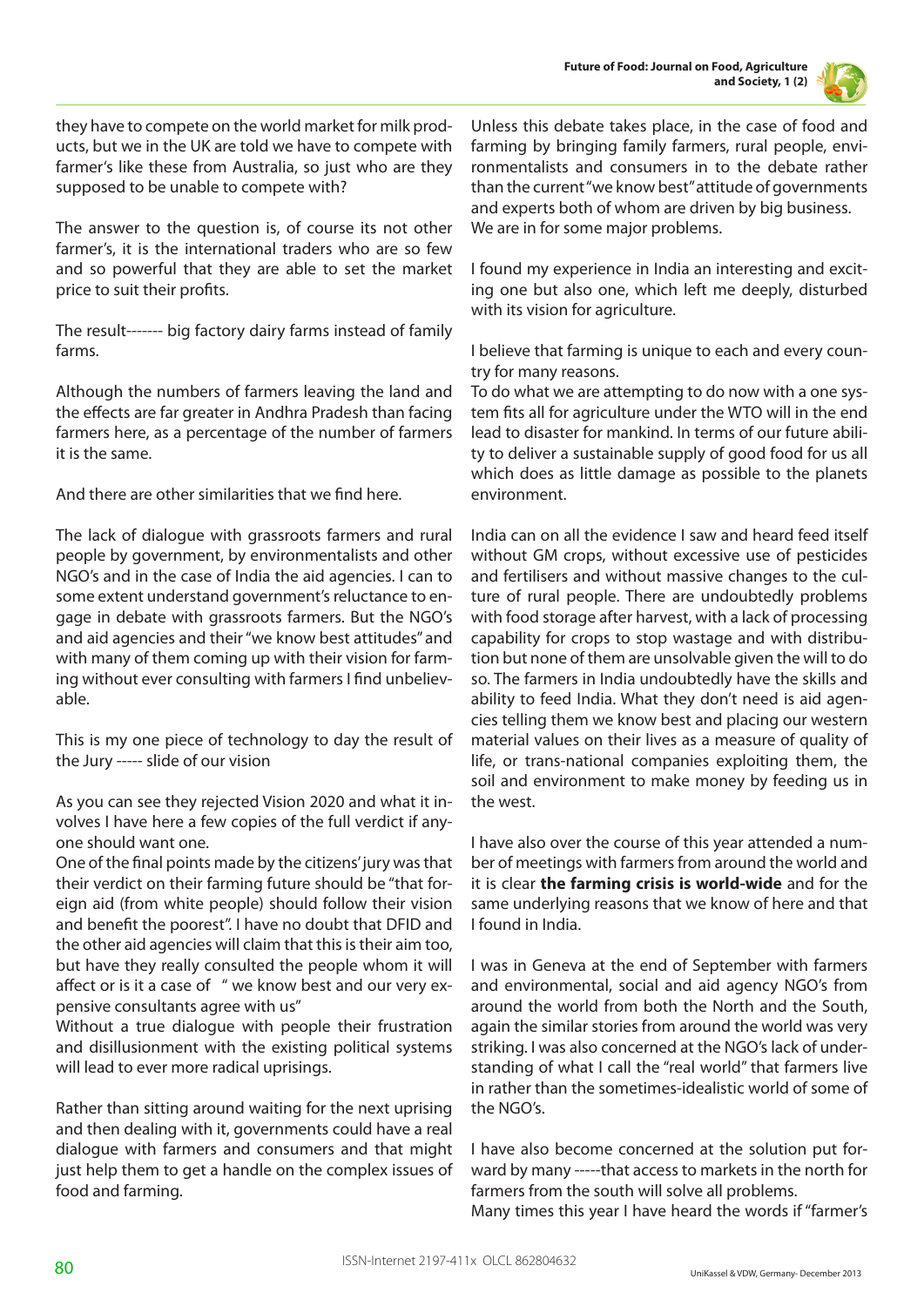they have to compete on the world market for milk products, but we in the UK are told we have to compete with farmer's like these from Australia, so just who are they supposed to be unable to compete with?

The answer to the question is, of course its not other farmer's, it is the international traders who are so few and so powerful that they are able to set the market price to suit their profits.

The result------- big factory dairy farms instead of family farms.

Although the numbers of farmers leaving the land and the effects are far greater in Andhra Pradesh than facing farmers here, as a percentage of the number of farmers it is the same.

And there are other similarities that we find here.

The lack of dialogue with grassroots farmers and rural people by government, by environmentalists and other NGO's and in the case of India the aid agencies. I can to some extent understand government's reluctance to engage in debate with grassroots farmers. But the NGO's and aid agencies and their "we know best attitudes" and with many of them coming up with their vision for farming without ever consulting with farmers I find unbelievable.

This is my one piece of technology to day the result of the Jury ----- slide of our vision

As you can see they rejected Vision 2020 and what it involves I have here a few copies of the full verdict if anyone should want one.
One of the final points made by the citizens' jury was that their verdict on their farming future should be "that foreign aid (from white people) should follow their vision and benefit the poorest". I have no doubt that DFID and the other aid agencies will claim that this is their aim too, but have they really consulted the people whom it will affect or is it a case of " we know best and our very expensive consultants agree with us"
Without a true dialogue with people their frustration and disillusionment with the existing political systems will lead to ever more radical uprisings.

Rather than sitting around waiting for the next uprising and then dealing with it, governments could have a real dialogue with farmers and consumers and that might just help them to get a handle on the complex issues of food and farming.

Unless this debate takes place, in the case of food and farming by bringing family farmers, rural people, environmentalists and consumers in to the debate rather than the current "we know best" attitude of governments and experts both of whom are driven by big business. We are in for some major problems.

I found my experience in India an interesting and exciting one but also one, which left me deeply, disturbed with its vision for agriculture.

I believe that farming is unique to each and every country for many reasons.
To do what we are attempting to do now with a one system fits all for agriculture under the WTO will in the end lead to disaster for mankind. In terms of our future ability to deliver a sustainable supply of good food for us all which does as little damage as possible to the planets environment.

India can on all the evidence I saw and heard feed itself without GM crops, without excessive use of pesticides and fertilisers and without massive changes to the culture of rural people. There are undoubtedly problems with food storage after harvest, with a lack of processing capability for crops to stop wastage and with distribution but none of them are unsolvable given the will to do so. The farmers in India undoubtedly have the skills and ability to feed India. What they don't need is aid agencies telling them we know best and placing our western material values on their lives as a measure of quality of life, or trans-national companies exploiting them, the soil and environment to make money by feeding us in the west.

I have also over the course of this year attended a number of meetings with farmers from around the world and it is clear **the farming crisis is world-wide** and for the same underlying reasons that we know of here and that I found in India.

I was in Geneva at the end of September with farmers and environmental, social and aid agency NGO's from around the world from both the North and the South, again the similar stories from around the world was very striking. I was also concerned at the NGO's lack of understanding of what I call the "real world" that farmers live in rather than the sometimes-idealistic world of some of the NGO's.

I have also become concerned at the solution put forward by many -----that access to markets in the north for farmers from the south will solve all problems.
Many times this year I have heard the words if "farmer's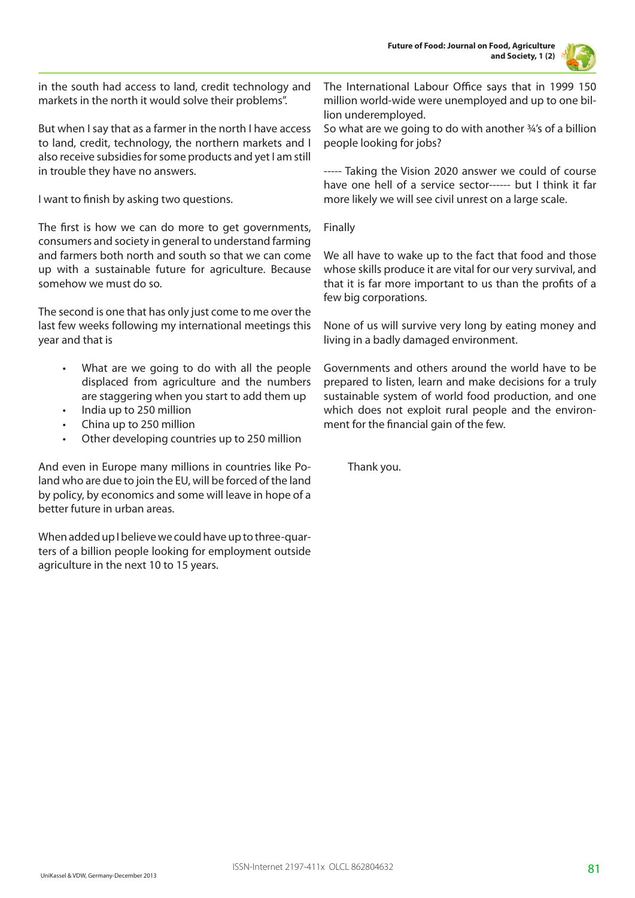in the south had access to land, credit technology and markets in the north it would solve their problems".

But when I say that as a farmer in the north I have access to land, credit, technology, the northern markets and I also receive subsidies for some products and yet I am still in trouble they have no answers.

I want to finish by asking two questions.

The first is how we can do more to get governments, consumers and society in general to understand farming and farmers both north and south so that we can come up with a sustainable future for agriculture. Because somehow we must do so.

The second is one that has only just come to me over the last few weeks following my international meetings this year and that is

- What are we going to do with all the people displaced from agriculture and the numbers are staggering when you start to add them up
- India up to 250 million
- China up to 250 million
- Other developing countries up to 250 million

And even in Europe many millions in countries like Poland who are due to join the EU, will be forced of the land by policy, by economics and some will leave in hope of a better future in urban areas.

When added up I believe we could have up to three-quarters of a billion people looking for employment outside agriculture in the next 10 to 15 years.

The International Labour Office says that in 1999 150 million world-wide were unemployed and up to one billion underemployed.
So what are we going to do with another ¾'s of a billion people looking for jobs?

----- Taking the Vision 2020 answer we could of course have one hell of a service sector------ but I think it far more likely we will see civil unrest on a large scale.

Finally

We all have to wake up to the fact that food and those whose skills produce it are vital for our very survival, and that it is far more important to us than the profits of a few big corporations.

None of us will survive very long by eating money and living in a badly damaged environment.

Governments and others around the world have to be prepared to listen, learn and make decisions for a truly sustainable system of world food production, and one which does not exploit rural people and the environment for the financial gain of the few.

Thank you.